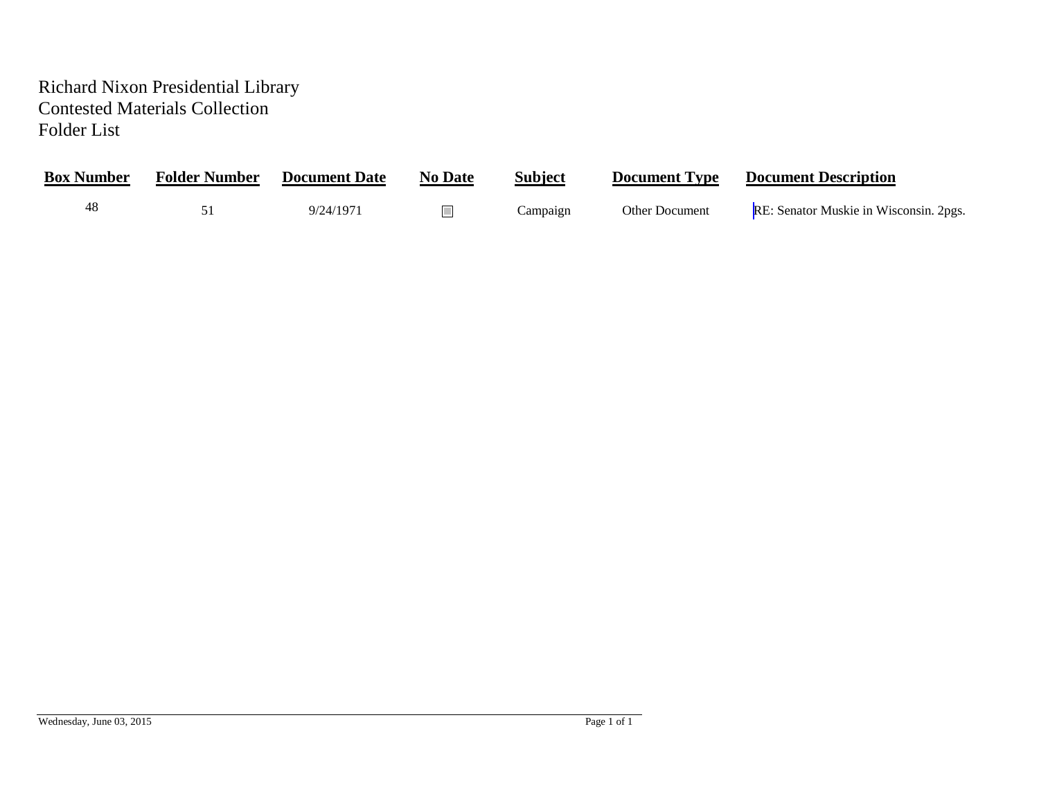# Richard Nixon Presidential Library
## Contested Materials Collection
## Folder List

| Box Number | Folder Number | Document Date | No Date | Subject | Document Type | Document Description |
|---|---|---|---|---|---|---|
| 48 | 51 | 9/24/1971 | ☐ | Campaign | Other Document | RE: Senator Muskie in Wisconsin. 2pgs. |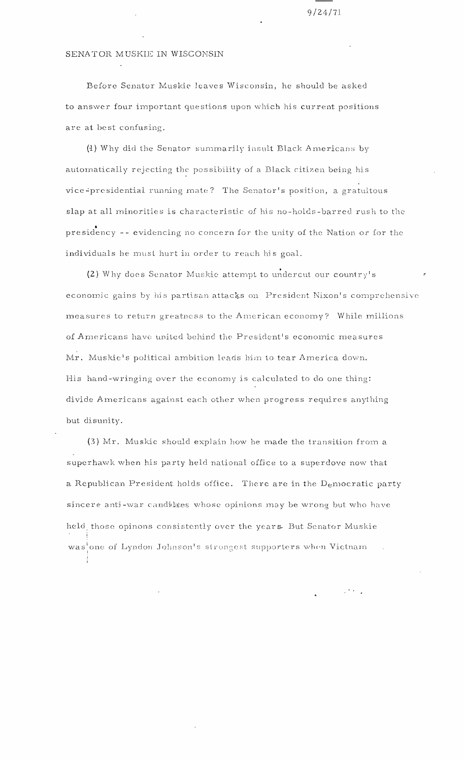9/24/71

SENATOR MUSKIE IN WISCONSIN

Before Senator Muskie leaves Wisconsin, he should be asked to answer four important questions upon which his current positions are at best confusing.

(1) Why did the Senator summarily insult Black Americans by automatically rejecting the possibility of a Black citizen being his vice-presidential running mate? The Senator's position, a gratuitous slap at all minorities is characteristic of his no-holds-barred rush to the presidency -- evidencing no concern for the unity of the Nation or for the individuals he must hurt in order to reach his goal.

(2) Why does Senator Muskie attempt to undercut our country's economic gains by his partisan attacks on President Nixon's comprehensive measures to return greatness to the American economy? While millions of Americans have united behind the President's economic measures Mr. Muskie's political ambition leads him to tear America down. His hand-wringing over the economy is calculated to do one thing: divide Americans against each other when progress requires anything but disunity.

(3) Mr. Muskie should explain how he made the transition from a superhawk when his party held national office to a superdove now that a Republican President holds office. There are in the Democratic party sincere anti-war candidates whose opinions may be wrong but who have held those opinons consistently over the years. But Senator Muskie was one of Lyndon Johnson's strongest supporters when Vietnam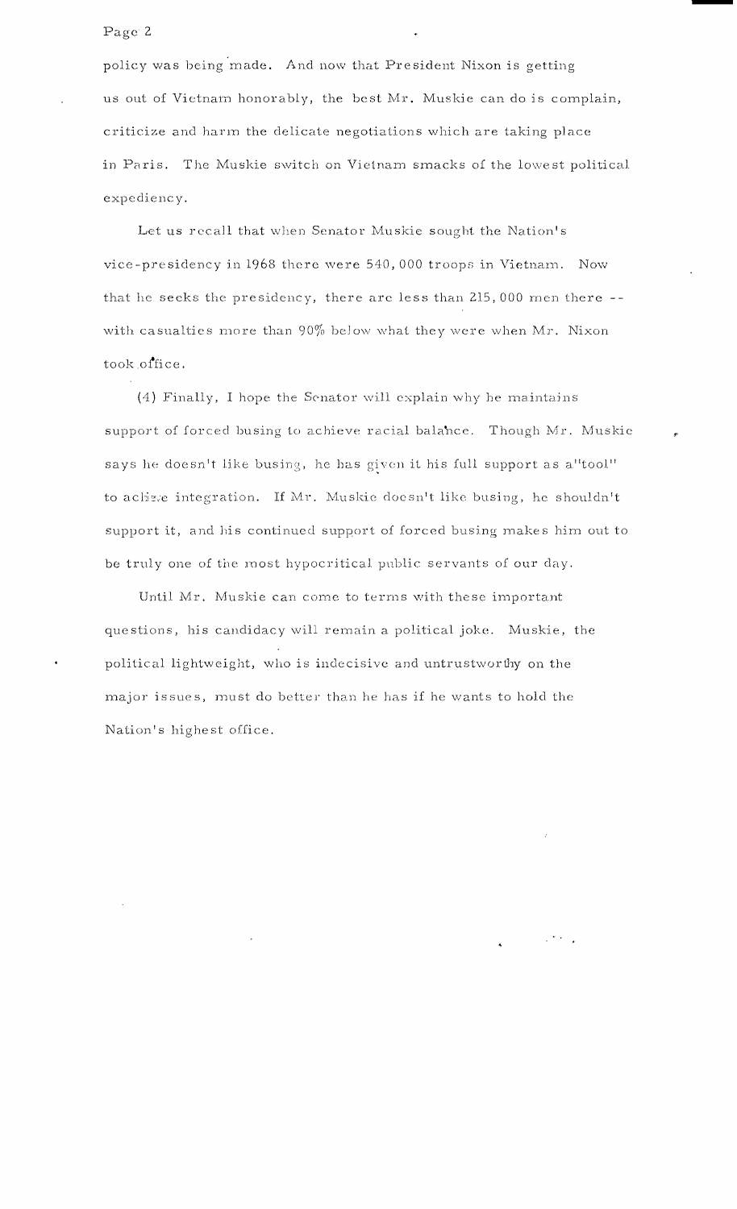policy was being made. And now that President Nixon is getting us out of Vietnam honorably, the best Mr. Muskie can do is complain, criticize and harm the delicate negotiations which are taking place in Paris. The Muskie switch on Vietnam smacks of the lowest political expediency.

Let us recall that when Senator Muskie sought the Nation's vice-presidency in 1968 there were 540,000 troops in Vietnam. Now that he seeks the presidency, there are less than 215,000 men there -- with casualties more than 90% below what they were when Mr. Nixon took office.

(4) Finally, I hope the Senator will explain why he maintains support of forced busing to achieve racial balance. Though Mr. Muskie says he doesn't like busing, he has given it his full support as a "tool" to achieve integration. If Mr. Muskie doesn't like busing, he shouldn't support it, and his continued support of forced busing makes him out to be truly one of the most hypocritical public servants of our day.

Until Mr. Muskie can come to terms with these important questions, his candidacy will remain a political joke. Muskie, the political lightweight, who is indecisive and untrustworthy on the major issues, must do better than he has if he wants to hold the Nation's highest office.